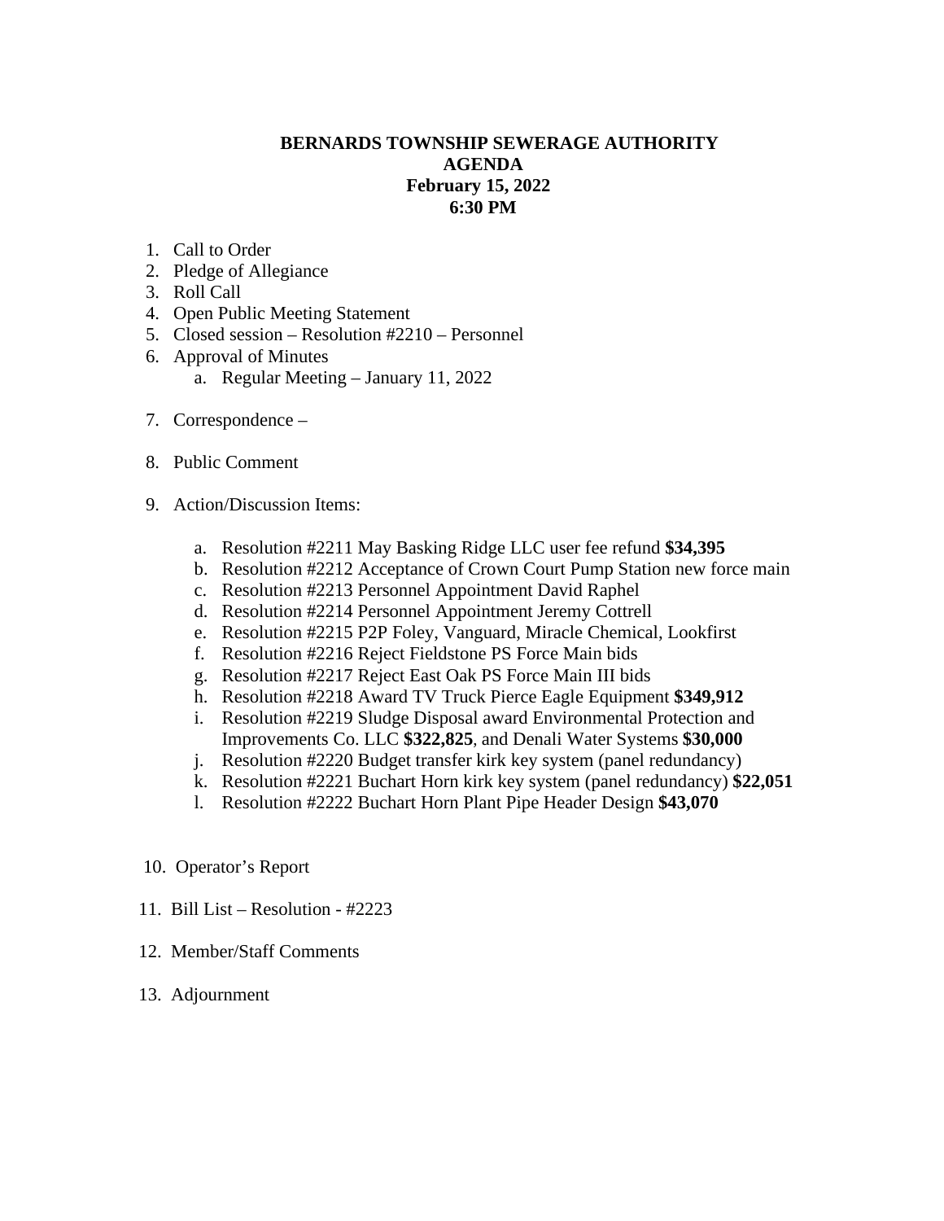**BERNARDS TOWNSHIP SEWERAGE AUTHORITY**
**AGENDA**
**February 15, 2022**
**6:30 PM**

1. Call to Order
2. Pledge of Allegiance
3. Roll Call
4. Open Public Meeting Statement
5. Closed session – Resolution #2210 – Personnel
6. Approval of Minutes
   a. Regular Meeting – January 11, 2022

7. Correspondence –

8. Public Comment

9. Action/Discussion Items:

   a. Resolution #2211 May Basking Ridge LLC user fee refund **$34,395**
   b. Resolution #2212 Acceptance of Crown Court Pump Station new force main
   c. Resolution #2213 Personnel Appointment David Raphel
   d. Resolution #2214 Personnel Appointment Jeremy Cottrell
   e. Resolution #2215 P2P Foley, Vanguard, Miracle Chemical, Lookfirst
   f. Resolution #2216 Reject Fieldstone PS Force Main bids
   g. Resolution #2217 Reject East Oak PS Force Main III bids
   h. Resolution #2218 Award TV Truck Pierce Eagle Equipment **$349,912**
   i. Resolution #2219 Sludge Disposal award Environmental Protection and Improvements Co. LLC **$322,825**, and Denali Water Systems **$30,000**
   j. Resolution #2220 Budget transfer kirk key system (panel redundancy)
   k. Resolution #2221 Buchart Horn kirk key system (panel redundancy) **$22,051**
   l. Resolution #2222 Buchart Horn Plant Pipe Header Design **$43,070**

10. Operator's Report

11. Bill List – Resolution - #2223

12. Member/Staff Comments

13. Adjournment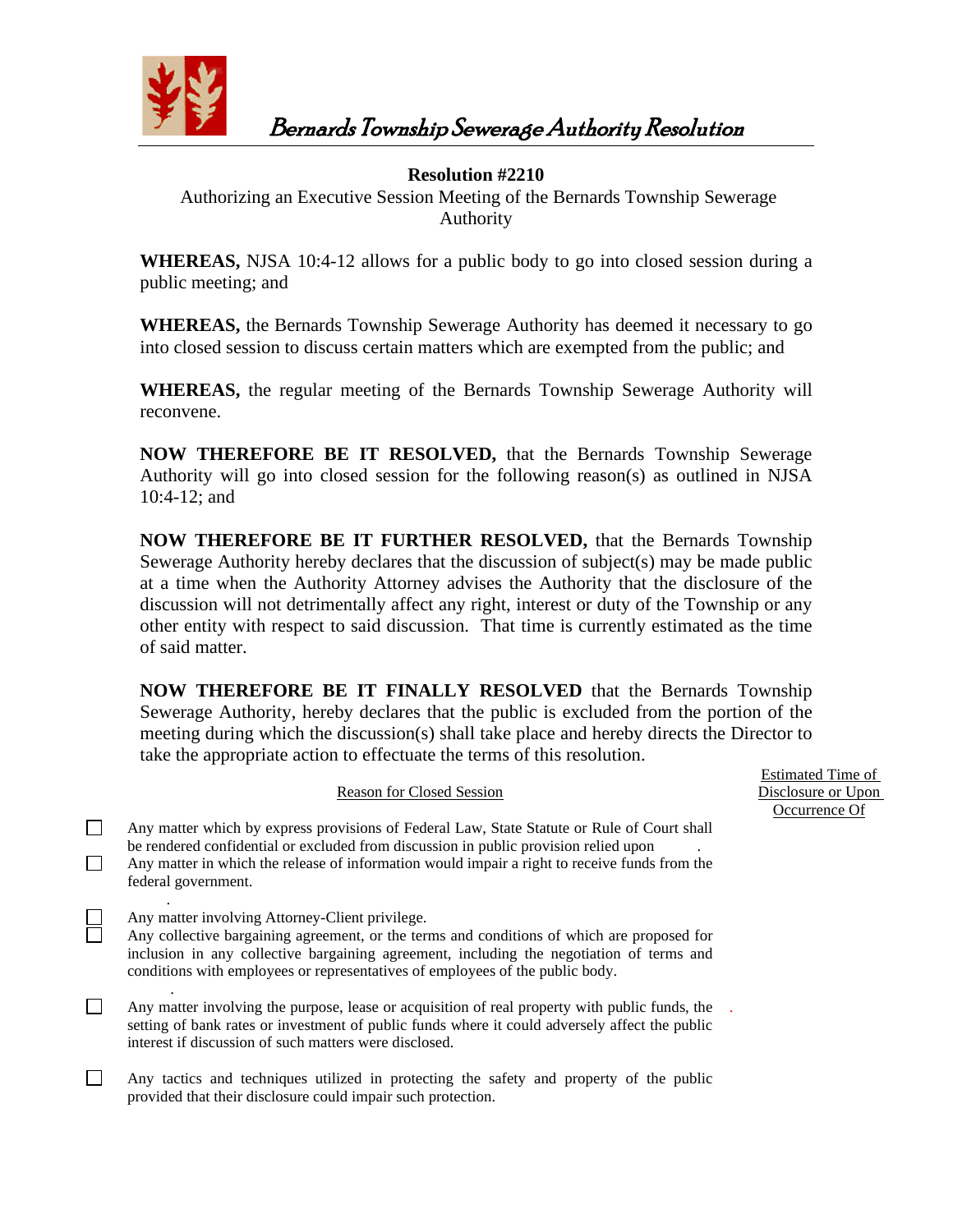# Bernards Township Sewerage Authority Resolution

**Resolution #2210**

Authorizing an Executive Session Meeting of the Bernards Township Sewerage Authority

**WHEREAS,** NJSA 10:4-12 allows for a public body to go into closed session during a public meeting; and

**WHEREAS,** the Bernards Township Sewerage Authority has deemed it necessary to go into closed session to discuss certain matters which are exempted from the public; and

**WHEREAS,** the regular meeting of the Bernards Township Sewerage Authority will reconvene.

**NOW THEREFORE BE IT RESOLVED,** that the Bernards Township Sewerage Authority will go into closed session for the following reason(s) as outlined in NJSA 10:4-12; and

**NOW THEREFORE BE IT FURTHER RESOLVED,** that the Bernards Township Sewerage Authority hereby declares that the discussion of subject(s) may be made public at a time when the Authority Attorney advises the Authority that the disclosure of the discussion will not detrimentally affect any right, interest or duty of the Township or any other entity with respect to said discussion. That time is currently estimated as the time of said matter.

**NOW THEREFORE BE IT FINALLY RESOLVED** that the Bernards Township Sewerage Authority, hereby declares that the public is excluded from the portion of the meeting during which the discussion(s) shall take place and hereby directs the Director to take the appropriate action to effectuate the terms of this resolution.

| | Reason for Closed Session | Estimated Time of Disclosure or Upon Occurrence Of |
|---|---|---|
| ☐ | Any matter which by express provisions of Federal Law, State Statute or Rule of Court shall be rendered confidential or excluded from discussion in public provision relied upon . | |
| ☐ | Any matter in which the release of information would impair a right to receive funds from the federal government. | |
| ☐ | Any matter involving Attorney-Client privilege. | |
| ☐ | Any collective bargaining agreement, or the terms and conditions of which are proposed for inclusion in any collective bargaining agreement, including the negotiation of terms and conditions with employees or representatives of employees of the public body. | |
| ☐ | Any matter involving the purpose, lease or acquisition of real property with public funds, the setting of bank rates or investment of public funds where it could adversely affect the public interest if discussion of such matters were disclosed. | . |
| ☐ | Any tactics and techniques utilized in protecting the safety and property of the public provided that their disclosure could impair such protection. | |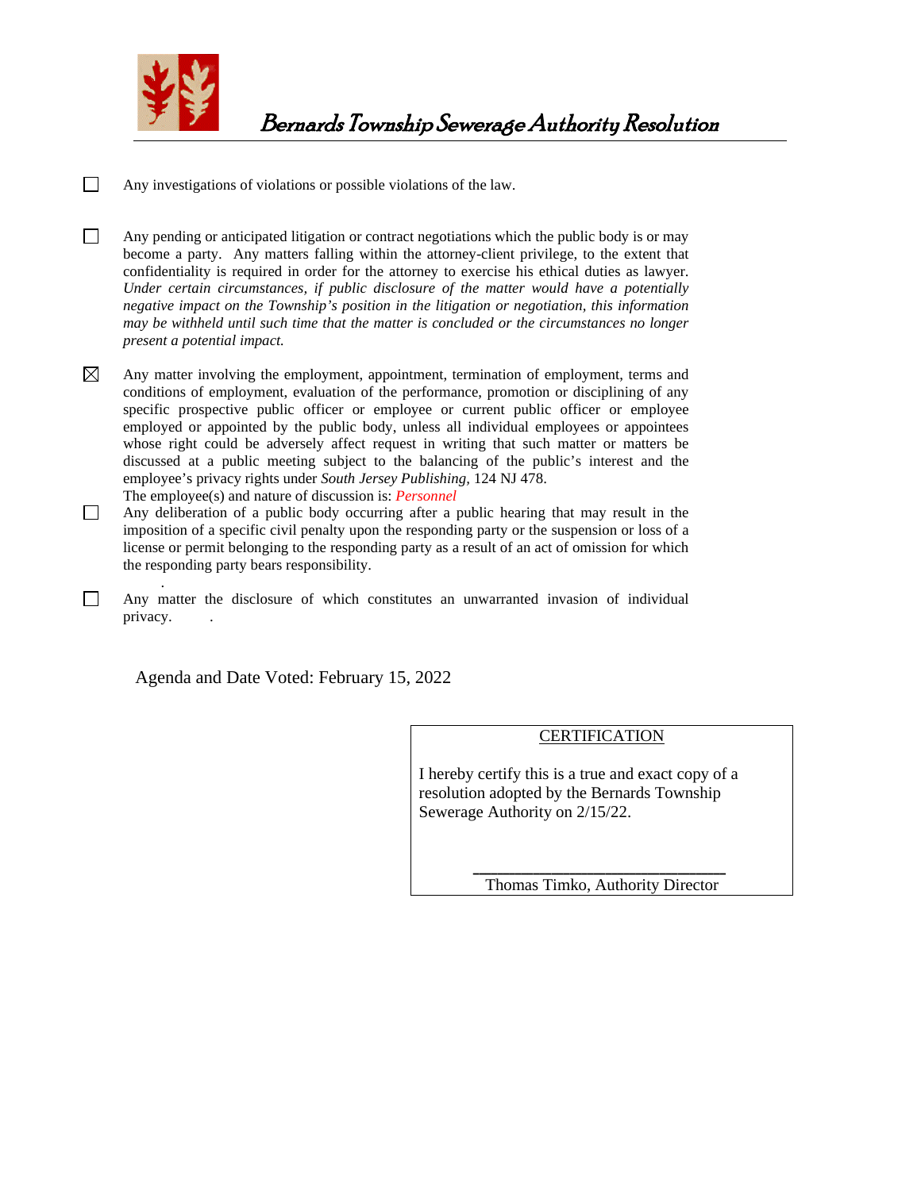# Bernards Township Sewerage Authority Resolution

- ☐ Any investigations of violations or possible violations of the law.

- ☐ Any pending or anticipated litigation or contract negotiations which the public body is or may become a party. Any matters falling within the attorney-client privilege, to the extent that confidentiality is required in order for the attorney to exercise his ethical duties as lawyer. *Under certain circumstances, if public disclosure of the matter would have a potentially negative impact on the Township's position in the litigation or negotiation, this information may be withheld until such time that the matter is concluded or the circumstances no longer present a potential impact.*

- ☒ Any matter involving the employment, appointment, termination of employment, terms and conditions of employment, evaluation of the performance, promotion or disciplining of any specific prospective public officer or employee or current public officer or employee employed or appointed by the public body, unless all individual employees or appointees whose right could be adversely affect request in writing that such matter or matters be discussed at a public meeting subject to the balancing of the public's interest and the employee's privacy rights under *South Jersey Publishing,* 124 NJ 478.
  The employee(s) and nature of discussion is: *Personnel*

- ☐ Any deliberation of a public body occurring after a public hearing that may result in the imposition of a specific civil penalty upon the responding party or the suspension or loss of a license or permit belonging to the responding party as a result of an act of omission for which the responding party bears responsibility.

- ☐ Any matter the disclosure of which constitutes an unwarranted invasion of individual privacy.

Agenda and Date Voted: February 15, 2022

**CERTIFICATION**

I hereby certify this is a true and exact copy of a resolution adopted by the Bernards Township Sewerage Authority on 2/15/22.

_______________________________
Thomas Timko, Authority Director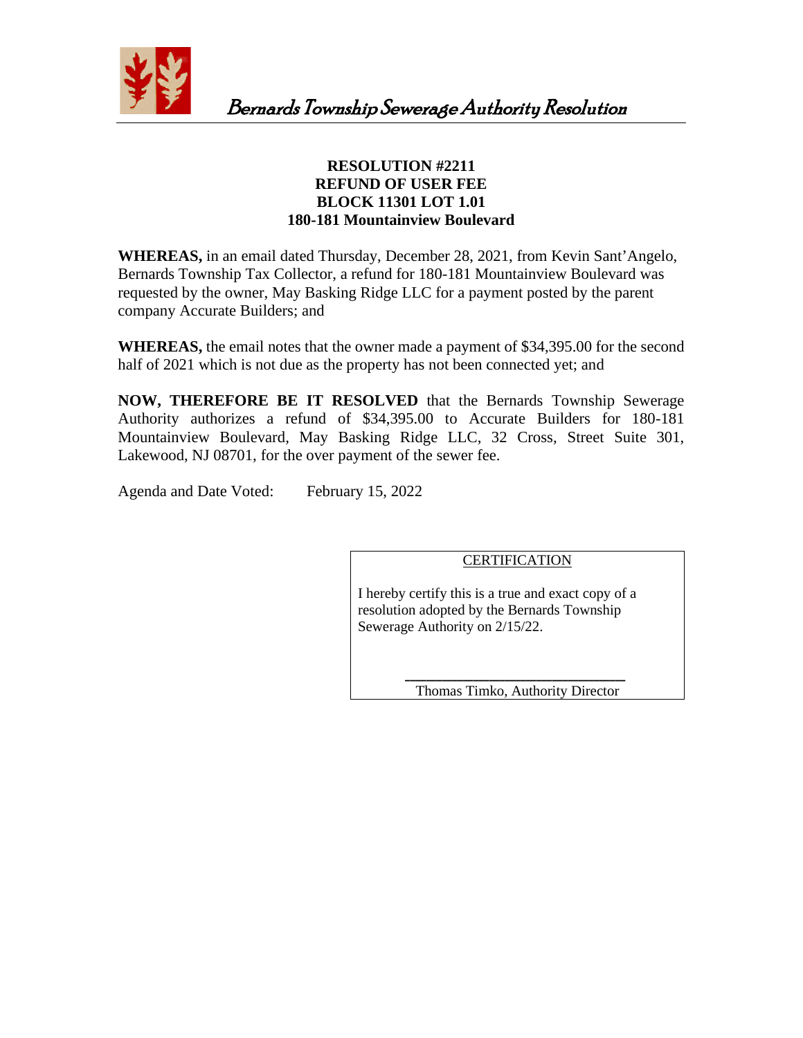*Bernards Township Sewerage Authority Resolution*

**RESOLUTION #2211**
**REFUND OF USER FEE**
**BLOCK 11301 LOT 1.01**
**180-181 Mountainview Boulevard**

**WHEREAS,** in an email dated Thursday, December 28, 2021, from Kevin Sant'Angelo, Bernards Township Tax Collector, a refund for 180-181 Mountainview Boulevard was requested by the owner, May Basking Ridge LLC for a payment posted by the parent company Accurate Builders; and

**WHEREAS,** the email notes that the owner made a payment of $34,395.00 for the second half of 2021 which is not due as the property has not been connected yet; and

**NOW, THEREFORE BE IT RESOLVED** that the Bernards Township Sewerage Authority authorizes a refund of $34,395.00 to Accurate Builders for 180-181 Mountainview Boulevard, May Basking Ridge LLC, 32 Cross, Street Suite 301, Lakewood, NJ 08701, for the over payment of the sewer fee.

Agenda and Date Voted: February 15, 2022

CERTIFICATION

I hereby certify this is a true and exact copy of a resolution adopted by the Bernards Township Sewerage Authority on 2/15/22.

\_\_\_\_\_\_\_\_\_\_\_\_\_\_\_\_\_\_\_\_\_\_\_\_\_\_\_\_\_\_
Thomas Timko, Authority Director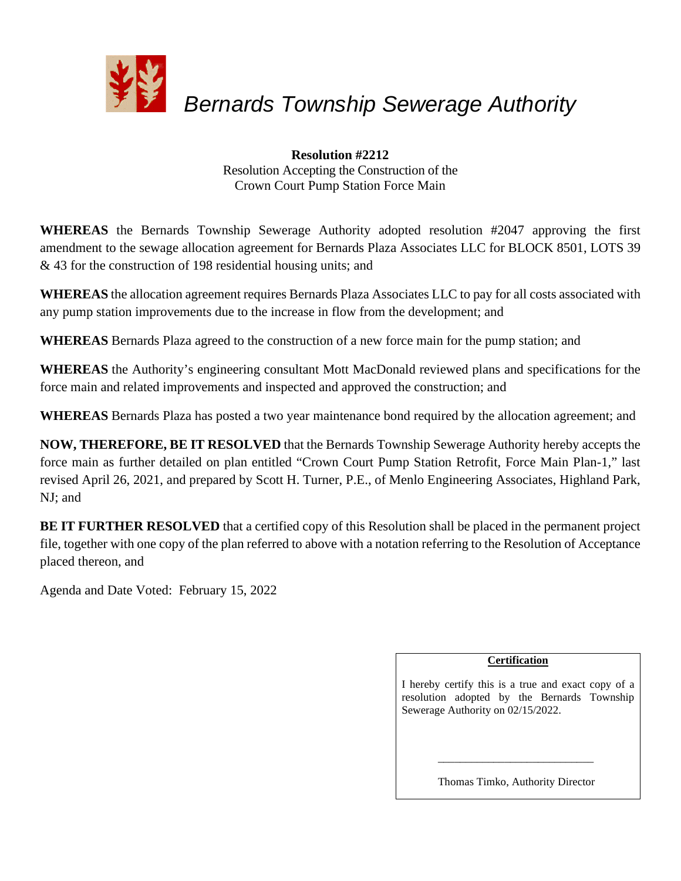# *Bernards Township Sewerage Authority*

**Resolution #2212**
Resolution Accepting the Construction of the
Crown Court Pump Station Force Main

**WHEREAS** the Bernards Township Sewerage Authority adopted resolution #2047 approving the first amendment to the sewage allocation agreement for Bernards Plaza Associates LLC for BLOCK 8501, LOTS 39 & 43 for the construction of 198 residential housing units; and

**WHEREAS** the allocation agreement requires Bernards Plaza Associates LLC to pay for all costs associated with any pump station improvements due to the increase in flow from the development; and

**WHEREAS** Bernards Plaza agreed to the construction of a new force main for the pump station; and

**WHEREAS** the Authority's engineering consultant Mott MacDonald reviewed plans and specifications for the force main and related improvements and inspected and approved the construction; and

**WHEREAS** Bernards Plaza has posted a two year maintenance bond required by the allocation agreement; and

**NOW, THEREFORE, BE IT RESOLVED** that the Bernards Township Sewerage Authority hereby accepts the force main as further detailed on plan entitled "Crown Court Pump Station Retrofit, Force Main Plan-1," last revised April 26, 2021, and prepared by Scott H. Turner, P.E., of Menlo Engineering Associates, Highland Park, NJ; and

**BE IT FURTHER RESOLVED** that a certified copy of this Resolution shall be placed in the permanent project file, together with one copy of the plan referred to above with a notation referring to the Resolution of Acceptance placed thereon, and

Agenda and Date Voted: February 15, 2022

**Certification**

I hereby certify this is a true and exact copy of a resolution adopted by the Bernards Township Sewerage Authority on 02/15/2022.

\_\_\_\_\_\_\_\_\_\_\_\_\_\_\_\_\_\_\_\_\_\_\_\_\_\_\_\_

Thomas Timko, Authority Director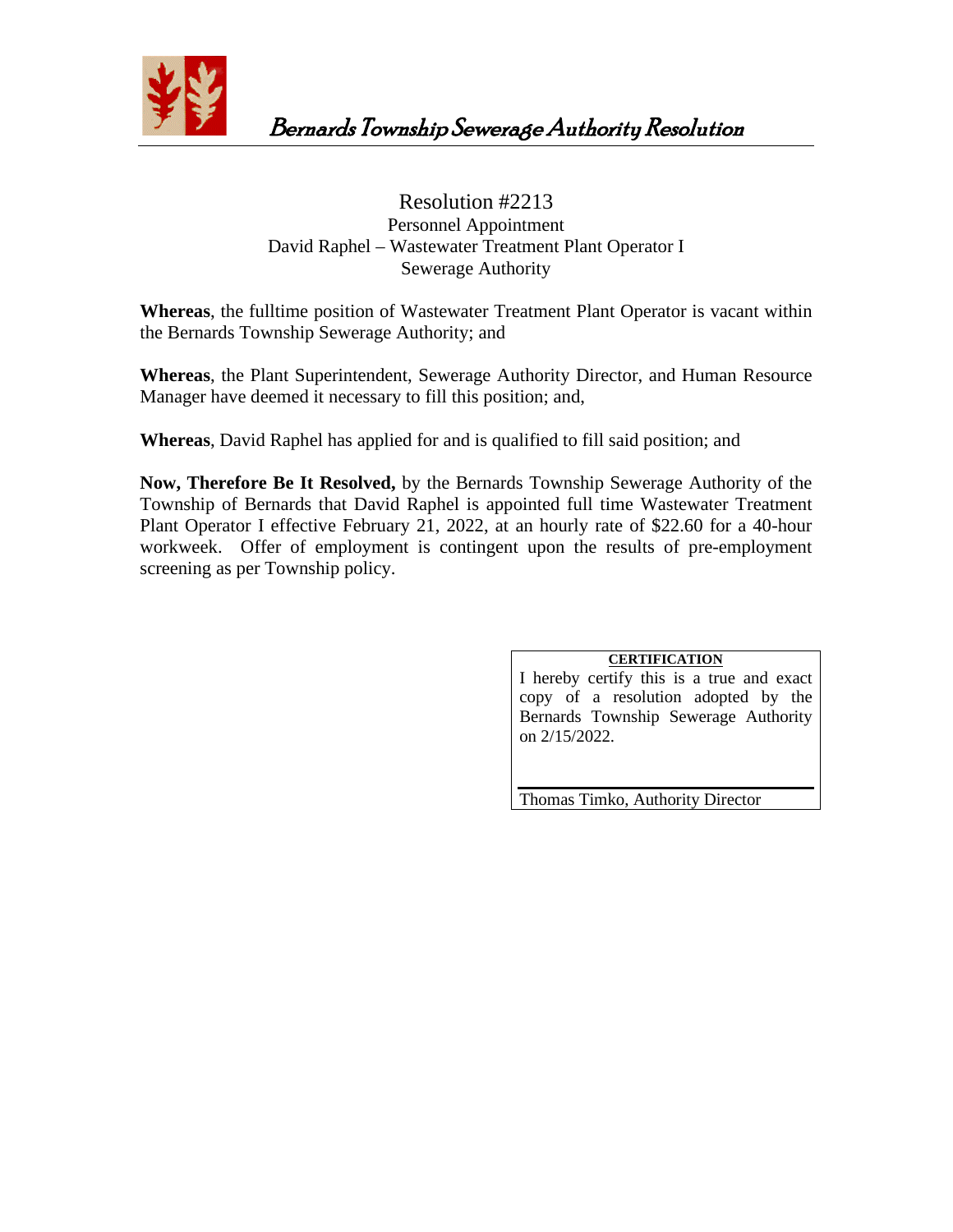# Bernards Township Sewerage Authority Resolution

## Resolution #2213

Personnel Appointment
David Raphel – Wastewater Treatment Plant Operator I
Sewerage Authority

**Whereas**, the fulltime position of Wastewater Treatment Plant Operator is vacant within the Bernards Township Sewerage Authority; and

**Whereas**, the Plant Superintendent, Sewerage Authority Director, and Human Resource Manager have deemed it necessary to fill this position; and,

**Whereas**, David Raphel has applied for and is qualified to fill said position; and

**Now, Therefore Be It Resolved,** by the Bernards Township Sewerage Authority of the Township of Bernards that David Raphel is appointed full time Wastewater Treatment Plant Operator I effective February 21, 2022, at an hourly rate of $22.60 for a 40-hour workweek. Offer of employment is contingent upon the results of pre-employment screening as per Township policy.

**CERTIFICATION**

I hereby certify this is a true and exact copy of a resolution adopted by the Bernards Township Sewerage Authority on 2/15/2022.

Thomas Timko, Authority Director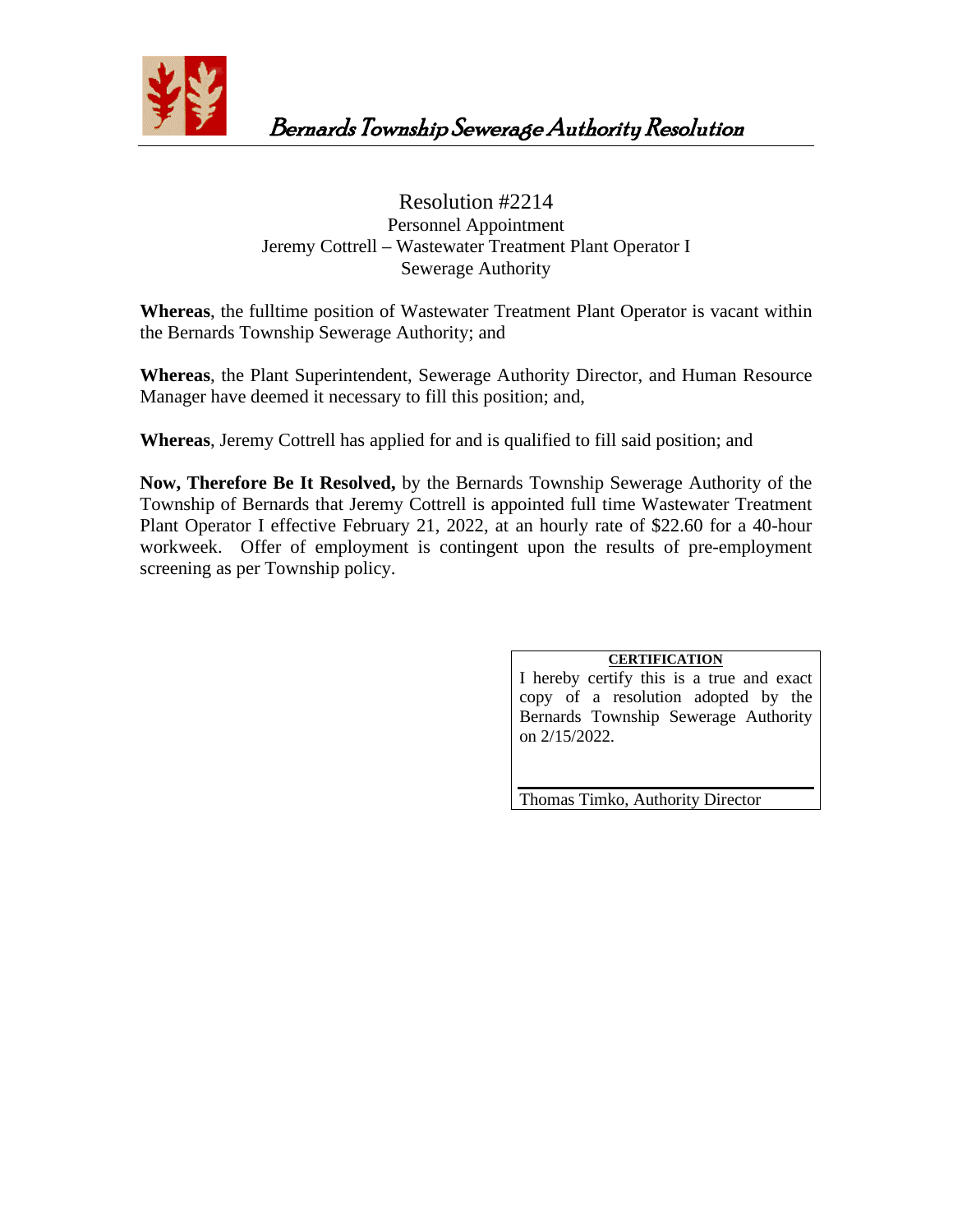# Bernards Township Sewerage Authority Resolution

## Resolution #2214

Personnel Appointment
Jeremy Cottrell – Wastewater Treatment Plant Operator I
Sewerage Authority

**Whereas**, the fulltime position of Wastewater Treatment Plant Operator is vacant within the Bernards Township Sewerage Authority; and

**Whereas**, the Plant Superintendent, Sewerage Authority Director, and Human Resource Manager have deemed it necessary to fill this position; and,

**Whereas**, Jeremy Cottrell has applied for and is qualified to fill said position; and

**Now, Therefore Be It Resolved,** by the Bernards Township Sewerage Authority of the Township of Bernards that Jeremy Cottrell is appointed full time Wastewater Treatment Plant Operator I effective February 21, 2022, at an hourly rate of $22.60 for a 40-hour workweek. Offer of employment is contingent upon the results of pre-employment screening as per Township policy.

**CERTIFICATION**

I hereby certify this is a true and exact copy of a resolution adopted by the Bernards Township Sewerage Authority on 2/15/2022.

Thomas Timko, Authority Director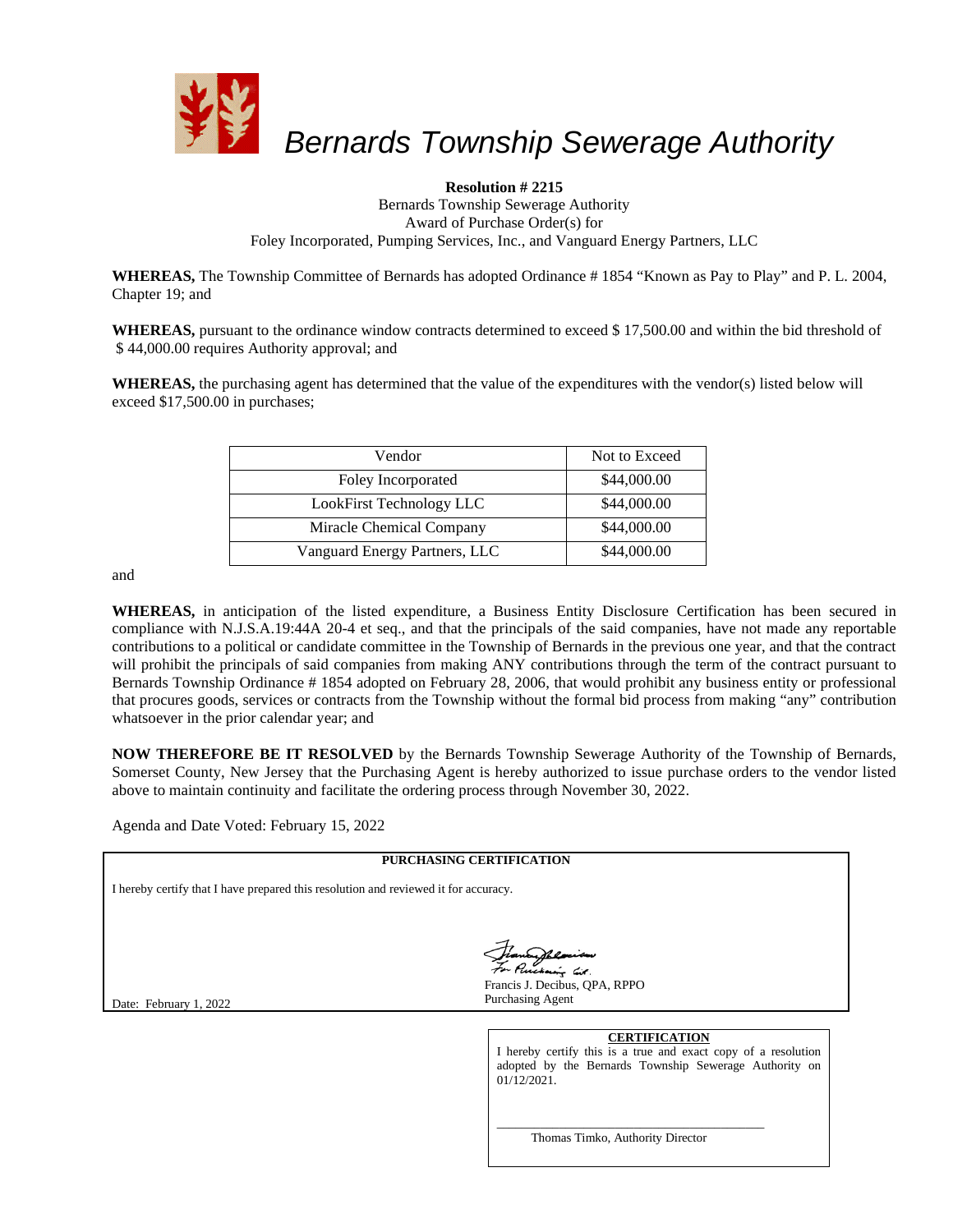# *Bernards Township Sewerage Authority*

**Resolution # 2215**
Bernards Township Sewerage Authority
Award of Purchase Order(s) for
Foley Incorporated, Pumping Services, Inc., and Vanguard Energy Partners, LLC

**WHEREAS,** The Township Committee of Bernards has adopted Ordinance # 1854 "Known as Pay to Play" and P. L. 2004, Chapter 19; and

**WHEREAS,** pursuant to the ordinance window contracts determined to exceed $ 17,500.00 and within the bid threshold of $ 44,000.00 requires Authority approval; and

**WHEREAS,** the purchasing agent has determined that the value of the expenditures with the vendor(s) listed below will exceed $17,500.00 in purchases;

| Vendor | Not to Exceed |
|---|---|
| Foley Incorporated | $44,000.00 |
| LookFirst Technology LLC | $44,000.00 |
| Miracle Chemical Company | $44,000.00 |
| Vanguard Energy Partners, LLC | $44,000.00 |

and

**WHEREAS,** in anticipation of the listed expenditure, a Business Entity Disclosure Certification has been secured in compliance with N.J.S.A.19:44A 20-4 et seq., and that the principals of the said companies, have not made any reportable contributions to a political or candidate committee in the Township of Bernards in the previous one year, and that the contract will prohibit the principals of said companies from making ANY contributions through the term of the contract pursuant to Bernards Township Ordinance # 1854 adopted on February 28, 2006, that would prohibit any business entity or professional that procures goods, services or contracts from the Township without the formal bid process from making "any" contribution whatsoever in the prior calendar year; and

**NOW THEREFORE BE IT RESOLVED** by the Bernards Township Sewerage Authority of the Township of Bernards, Somerset County, New Jersey that the Purchasing Agent is hereby authorized to issue purchase orders to the vendor listed above to maintain continuity and facilitate the ordering process through November 30, 2022.

Agenda and Date Voted: February 15, 2022

**PURCHASING CERTIFICATION**

I hereby certify that I have prepared this resolution and reviewed it for accuracy.

Date: February 1, 2022

For Purchasing Agt.
Francis J. Decibus, QPA, RPPO
Purchasing Agent

**CERTIFICATION**

I hereby certify this is a true and exact copy of a resolution adopted by the Bernards Township Sewerage Authority on 01/12/2021.

\_\_\_\_\_\_\_\_\_\_\_\_\_\_\_\_\_\_\_\_\_\_\_\_\_\_\_\_\_\_\_\_\_\_
Thomas Timko, Authority Director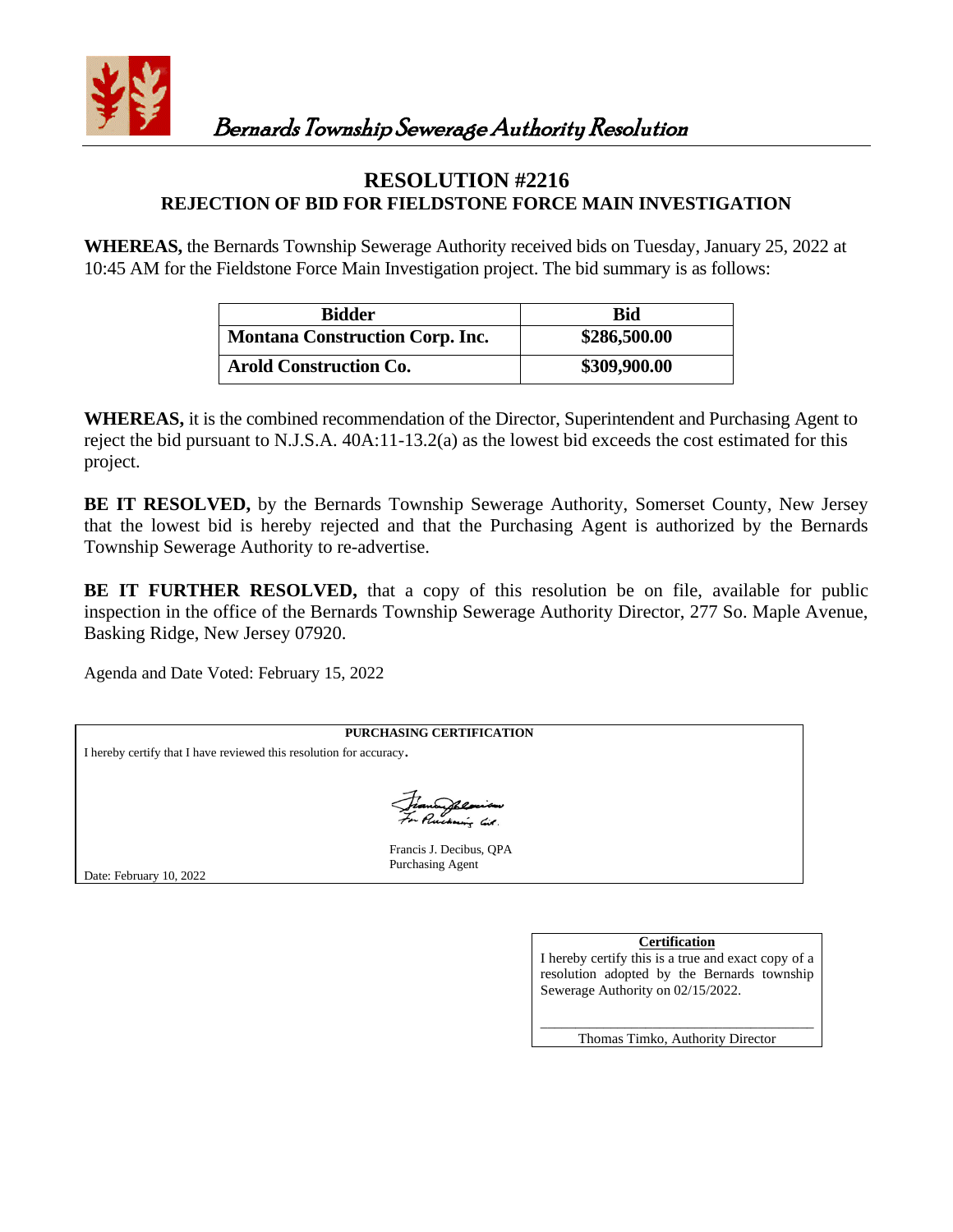*Bernards Township Sewerage Authority Resolution*

# RESOLUTION #2216

## REJECTION OF BID FOR FIELDSTONE FORCE MAIN INVESTIGATION

**WHEREAS,** the Bernards Township Sewerage Authority received bids on Tuesday, January 25, 2022 at 10:45 AM for the Fieldstone Force Main Investigation project. The bid summary is as follows:

| Bidder | Bid |
|---|---|
| **Montana Construction Corp. Inc.** | **$286,500.00** |
| **Arold Construction Co.** | **$309,900.00** |

**WHEREAS,** it is the combined recommendation of the Director, Superintendent and Purchasing Agent to reject the bid pursuant to N.J.S.A. 40A:11-13.2(a) as the lowest bid exceeds the cost estimated for this project.

**BE IT RESOLVED,** by the Bernards Township Sewerage Authority, Somerset County, New Jersey that the lowest bid is hereby rejected and that the Purchasing Agent is authorized by the Bernards Township Sewerage Authority to re-advertise.

**BE IT FURTHER RESOLVED,** that a copy of this resolution be on file, available for public inspection in the office of the Bernards Township Sewerage Authority Director, 277 So. Maple Avenue, Basking Ridge, New Jersey 07920.

Agenda and Date Voted: February 15, 2022

**PURCHASING CERTIFICATION**

I hereby certify that I have reviewed this resolution for accuracy.

Francis J. Decibus, QPA
Purchasing Agent

Date: February 10, 2022

**Certification**

I hereby certify this is a true and exact copy of a resolution adopted by the Bernards township Sewerage Authority on 02/15/2022.

Thomas Timko, Authority Director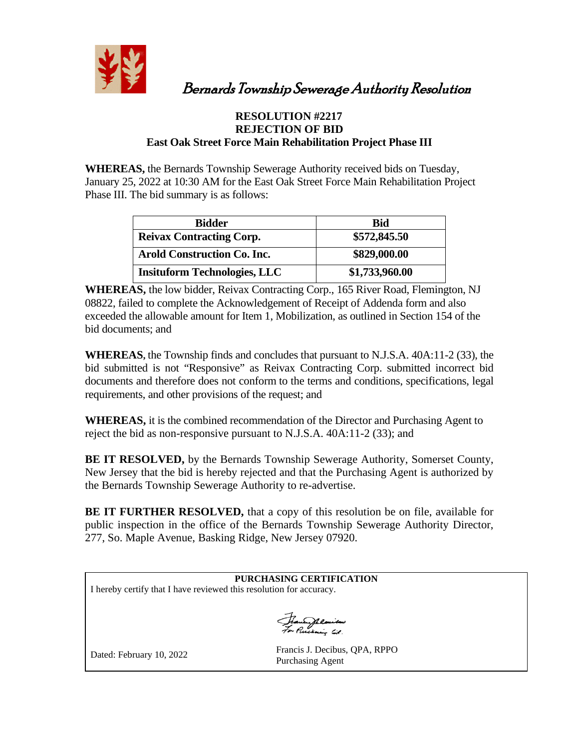# Bernards Township Sewerage Authority Resolution

**RESOLUTION #2217**
**REJECTION OF BID**
**East Oak Street Force Main Rehabilitation Project Phase III**

**WHEREAS,** the Bernards Township Sewerage Authority received bids on Tuesday, January 25, 2022 at 10:30 AM for the East Oak Street Force Main Rehabilitation Project Phase III. The bid summary is as follows:

| Bidder | Bid |
|---|---|
| **Reivax Contracting Corp.** | **$572,845.50** |
| **Arold Construction Co. Inc.** | **$829,000.00** |
| **Insituform Technologies, LLC** | **$1,733,960.00** |

**WHEREAS,** the low bidder, Reivax Contracting Corp., 165 River Road, Flemington, NJ 08822, failed to complete the Acknowledgement of Receipt of Addenda form and also exceeded the allowable amount for Item 1, Mobilization, as outlined in Section 154 of the bid documents; and

**WHEREAS**, the Township finds and concludes that pursuant to N.J.S.A. 40A:11-2 (33), the bid submitted is not "Responsive" as Reivax Contracting Corp. submitted incorrect bid documents and therefore does not conform to the terms and conditions, specifications, legal requirements, and other provisions of the request; and

**WHEREAS,** it is the combined recommendation of the Director and Purchasing Agent to reject the bid as non-responsive pursuant to N.J.S.A. 40A:11-2 (33); and

**BE IT RESOLVED,** by the Bernards Township Sewerage Authority, Somerset County, New Jersey that the bid is hereby rejected and that the Purchasing Agent is authorized by the Bernards Township Sewerage Authority to re-advertise.

**BE IT FURTHER RESOLVED,** that a copy of this resolution be on file, available for public inspection in the office of the Bernards Township Sewerage Authority Director, 277, So. Maple Avenue, Basking Ridge, New Jersey 07920.

---

**PURCHASING CERTIFICATION**

I hereby certify that I have reviewed this resolution for accuracy.

Dated: February 10, 2022

Francis J. Decibus, QPA, RPPO
Purchasing Agent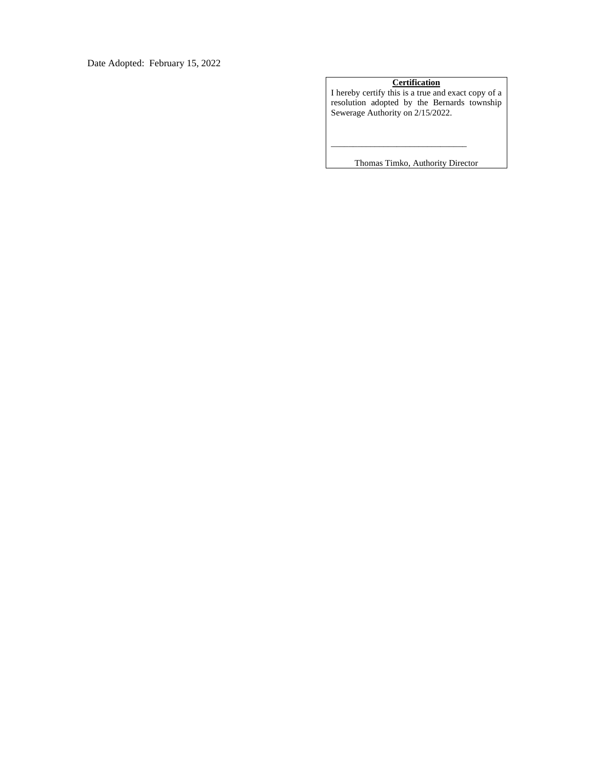Date Adopted: February 15, 2022

**Certification**

I hereby certify this is a true and exact copy of a resolution adopted by the Bernards township Sewerage Authority on 2/15/2022.

\_\_\_\_\_\_\_\_\_\_\_\_\_\_\_\_\_\_\_\_\_\_\_\_\_\_\_\_\_\_\_\_

Thomas Timko, Authority Director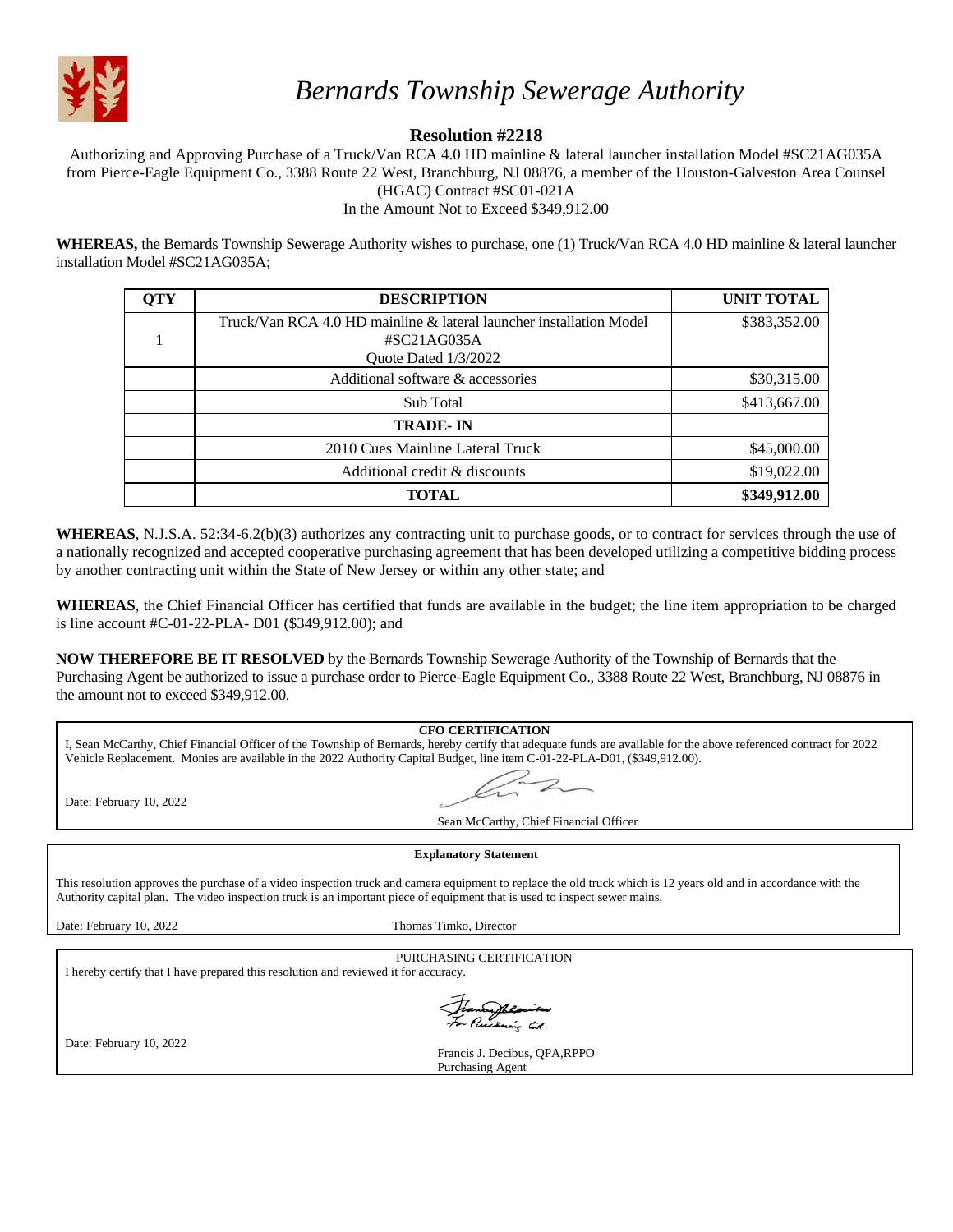# *Bernards Township Sewerage Authority*

## Resolution #2218

Authorizing and Approving Purchase of a Truck/Van RCA 4.0 HD mainline & lateral launcher installation Model #SC21AG035A from Pierce-Eagle Equipment Co., 3388 Route 22 West, Branchburg, NJ 08876, a member of the Houston-Galveston Area Counsel (HGAC) Contract #SC01-021A
In the Amount Not to Exceed $349,912.00

**WHEREAS,** the Bernards Township Sewerage Authority wishes to purchase, one (1) Truck/Van RCA 4.0 HD mainline & lateral launcher installation Model #SC21AG035A;

| QTY | DESCRIPTION | UNIT TOTAL |
|---|---|---|
| 1 | Truck/Van RCA 4.0 HD mainline & lateral launcher installation Model #SC21AG035A Quote Dated 1/3/2022 | $383,352.00 |
| | Additional software & accessories | $30,315.00 |
| | Sub Total | $413,667.00 |
| | **TRADE- IN** | |
| | 2010 Cues Mainline Lateral Truck | $45,000.00 |
| | Additional credit & discounts | $19,022.00 |
| | **TOTAL** | **$349,912.00** |

**WHEREAS**, N.J.S.A. 52:34-6.2(b)(3) authorizes any contracting unit to purchase goods, or to contract for services through the use of a nationally recognized and accepted cooperative purchasing agreement that has been developed utilizing a competitive bidding process by another contracting unit within the State of New Jersey or within any other state; and

**WHEREAS**, the Chief Financial Officer has certified that funds are available in the budget; the line item appropriation to be charged is line account #C-01-22-PLA- D01 ($349,912.00); and

**NOW THEREFORE BE IT RESOLVED** by the Bernards Township Sewerage Authority of the Township of Bernards that the Purchasing Agent be authorized to issue a purchase order to Pierce-Eagle Equipment Co., 3388 Route 22 West, Branchburg, NJ 08876 in the amount not to exceed $349,912.00.

**CFO CERTIFICATION**

I, Sean McCarthy, Chief Financial Officer of the Township of Bernards, hereby certify that adequate funds are available for the above referenced contract for 2022 Vehicle Replacement. Monies are available in the 2022 Authority Capital Budget, line item C-01-22-PLA-D01, ($349,912.00).

Date: February 10, 2022

Sean McCarthy, Chief Financial Officer

**Explanatory Statement**

This resolution approves the purchase of a video inspection truck and camera equipment to replace the old truck which is 12 years old and in accordance with the Authority capital plan. The video inspection truck is an important piece of equipment that is used to inspect sewer mains.

Date: February 10, 2022 Thomas Timko, Director

PURCHASING CERTIFICATION

I hereby certify that I have prepared this resolution and reviewed it for accuracy.

Date: February 10, 2022

Francis J. Decibus, QPA,RPPO
Purchasing Agent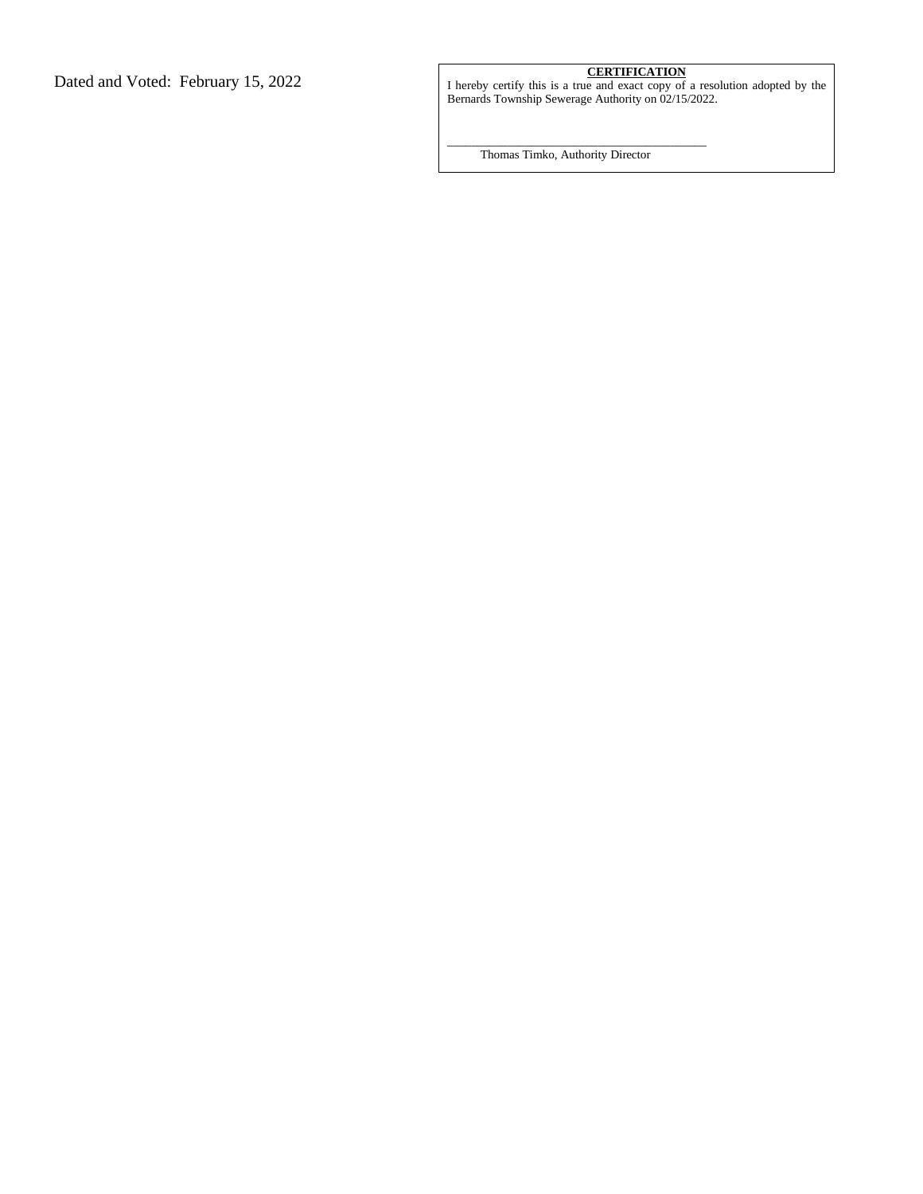Dated and Voted: February 15, 2022

**CERTIFICATION**

I hereby certify this is a true and exact copy of a resolution adopted by the Bernards Township Sewerage Authority on 02/15/2022.

\_\_\_\_\_\_\_\_\_\_\_\_\_\_\_\_\_\_\_\_\_\_\_\_\_\_\_\_\_\_\_\_\_\_\_\_\_\_\_\_\_\_\_\_

Thomas Timko, Authority Director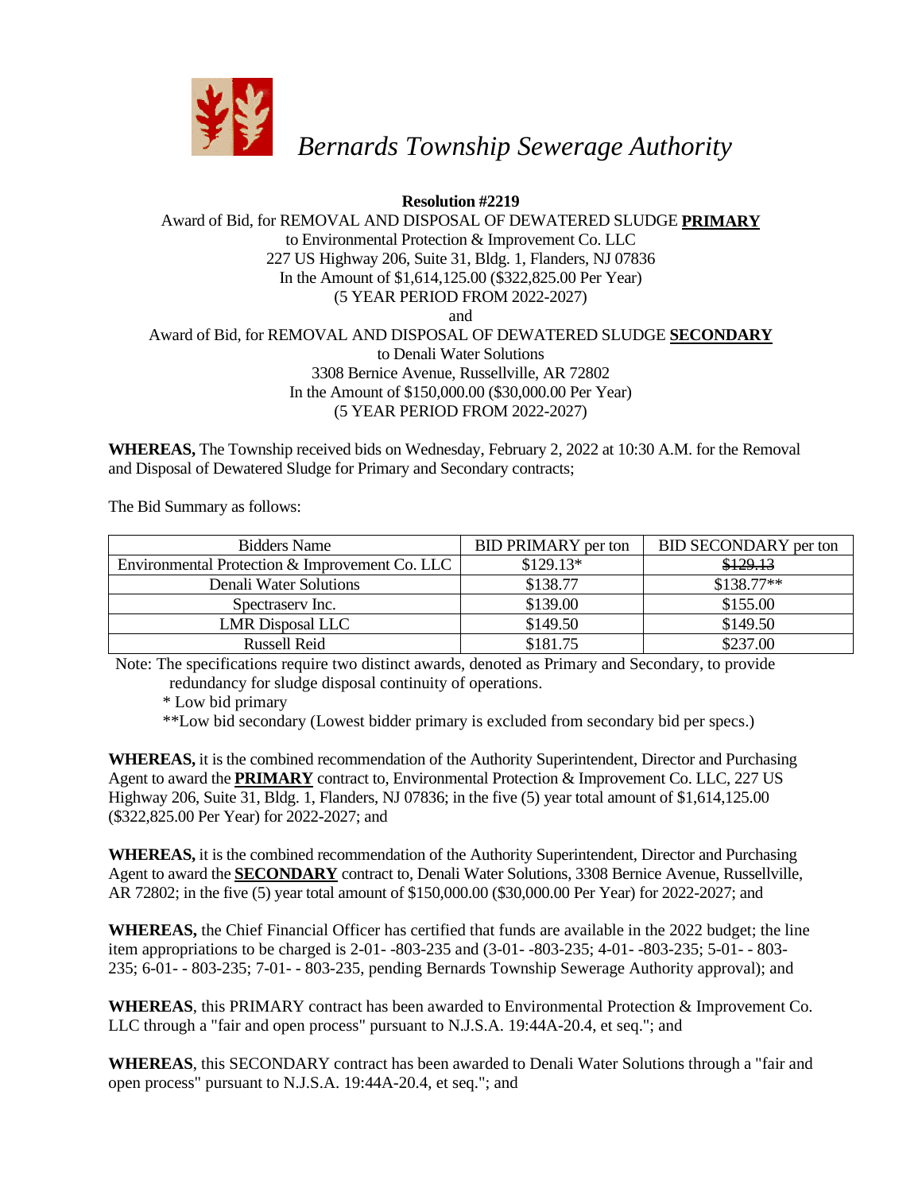*Bernards Township Sewerage Authority*

**Resolution #2219**

Award of Bid, for REMOVAL AND DISPOSAL OF DEWATERED SLUDGE **PRIMARY**
to Environmental Protection & Improvement Co. LLC
227 US Highway 206, Suite 31, Bldg. 1, Flanders, NJ 07836
In the Amount of $1,614,125.00 ($322,825.00 Per Year)
(5 YEAR PERIOD FROM 2022-2027)
and
Award of Bid, for REMOVAL AND DISPOSAL OF DEWATERED SLUDGE **SECONDARY**
to Denali Water Solutions
3308 Bernice Avenue, Russellville, AR 72802
In the Amount of $150,000.00 ($30,000.00 Per Year)
(5 YEAR PERIOD FROM 2022-2027)

**WHEREAS,** The Township received bids on Wednesday, February 2, 2022 at 10:30 A.M. for the Removal and Disposal of Dewatered Sludge for Primary and Secondary contracts;

The Bid Summary as follows:

| Bidders Name | BID PRIMARY per ton | BID SECONDARY per ton |
|---|---|---|
| Environmental Protection & Improvement Co. LLC | $129.13* | ~~$129.13~~ |
| Denali Water Solutions | $138.77 | $138.77** |
| Spectraserv Inc. | $139.00 | $155.00 |
| LMR Disposal LLC | $149.50 | $149.50 |
| Russell Reid | $181.75 | $237.00 |

Note: The specifications require two distinct awards, denoted as Primary and Secondary, to provide redundancy for sludge disposal continuity of operations.
* Low bid primary
**Low bid secondary (Lowest bidder primary is excluded from secondary bid per specs.)

**WHEREAS,** it is the combined recommendation of the Authority Superintendent, Director and Purchasing Agent to award the **PRIMARY** contract to, Environmental Protection & Improvement Co. LLC, 227 US Highway 206, Suite 31, Bldg. 1, Flanders, NJ 07836; in the five (5) year total amount of $1,614,125.00 ($322,825.00 Per Year) for 2022-2027; and

**WHEREAS,** it is the combined recommendation of the Authority Superintendent, Director and Purchasing Agent to award the **SECONDARY** contract to, Denali Water Solutions, 3308 Bernice Avenue, Russellville, AR 72802; in the five (5) year total amount of $150,000.00 ($30,000.00 Per Year) for 2022-2027; and

**WHEREAS,** the Chief Financial Officer has certified that funds are available in the 2022 budget; the line item appropriations to be charged is 2-01- -803-235 and (3-01- -803-235; 4-01- -803-235; 5-01- - 803-235; 6-01- - 803-235; 7-01- - 803-235, pending Bernards Township Sewerage Authority approval); and

**WHEREAS**, this PRIMARY contract has been awarded to Environmental Protection & Improvement Co. LLC through a "fair and open process" pursuant to N.J.S.A. 19:44A-20.4, et seq."; and

**WHEREAS**, this SECONDARY contract has been awarded to Denali Water Solutions through a "fair and open process" pursuant to N.J.S.A. 19:44A-20.4, et seq."; and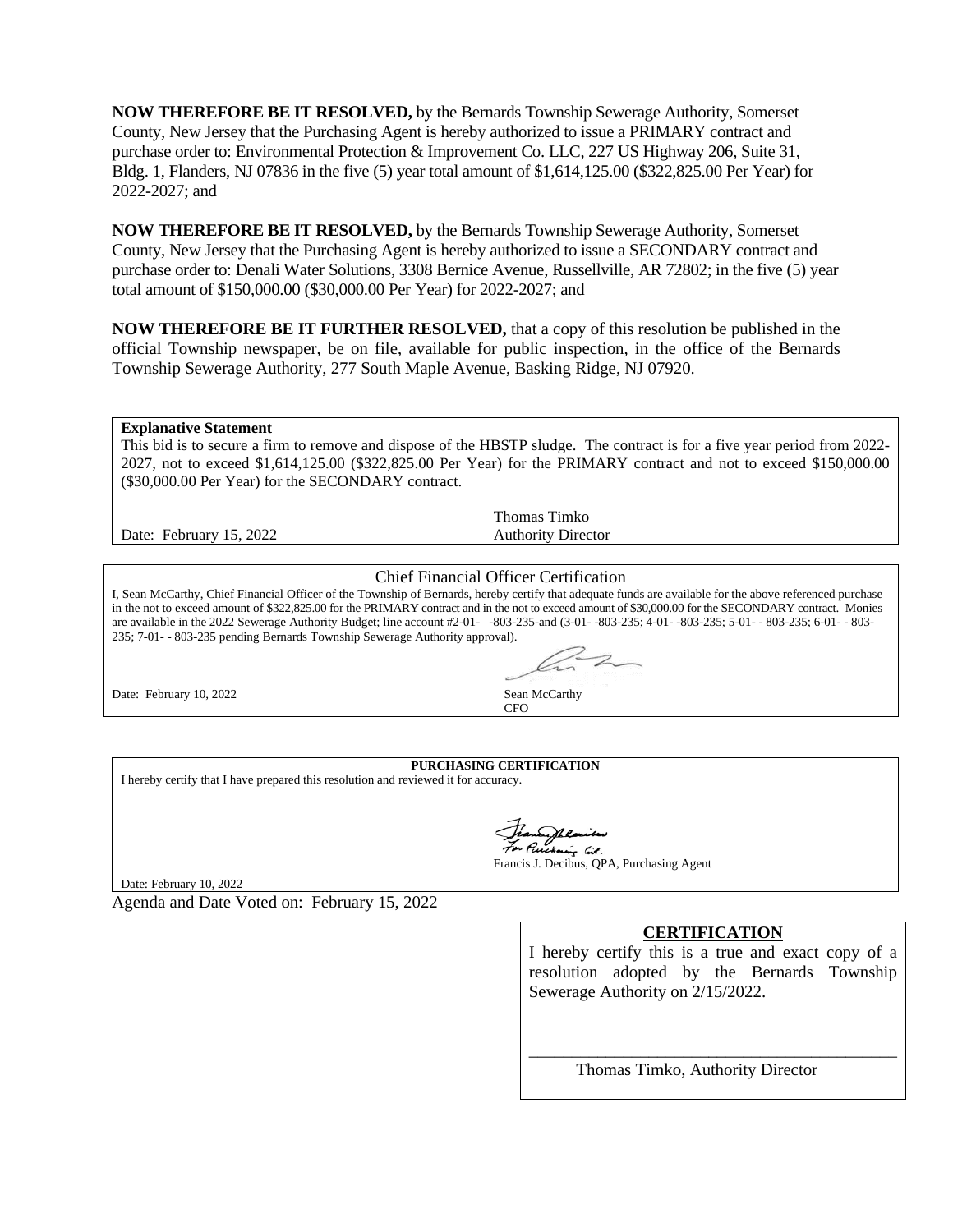**NOW THEREFORE BE IT RESOLVED,** by the Bernards Township Sewerage Authority, Somerset County, New Jersey that the Purchasing Agent is hereby authorized to issue a PRIMARY contract and purchase order to: Environmental Protection & Improvement Co. LLC, 227 US Highway 206, Suite 31, Bldg. 1, Flanders, NJ 07836 in the five (5) year total amount of $1,614,125.00 ($322,825.00 Per Year) for 2022-2027; and

**NOW THEREFORE BE IT RESOLVED,** by the Bernards Township Sewerage Authority, Somerset County, New Jersey that the Purchasing Agent is hereby authorized to issue a SECONDARY contract and purchase order to: Denali Water Solutions, 3308 Bernice Avenue, Russellville, AR 72802; in the five (5) year total amount of $150,000.00 ($30,000.00 Per Year) for 2022-2027; and

**NOW THEREFORE BE IT FURTHER RESOLVED,** that a copy of this resolution be published in the official Township newspaper, be on file, available for public inspection, in the office of the Bernards Township Sewerage Authority, 277 South Maple Avenue, Basking Ridge, NJ 07920.

**Explanative Statement**

This bid is to secure a firm to remove and dispose of the HBSTP sludge. The contract is for a five year period from 2022-2027, not to exceed $1,614,125.00 ($322,825.00 Per Year) for the PRIMARY contract and not to exceed $150,000.00 ($30,000.00 Per Year) for the SECONDARY contract.

Date: February 15, 2022

Thomas Timko
Authority Director

Chief Financial Officer Certification

I, Sean McCarthy, Chief Financial Officer of the Township of Bernards, hereby certify that adequate funds are available for the above referenced purchase in the not to exceed amount of $322,825.00 for the PRIMARY contract and in the not to exceed amount of $30,000.00 for the SECONDARY contract. Monies are available in the 2022 Sewerage Authority Budget; line account #2-01- -803-235-and (3-01- -803-235; 4-01- -803-235; 5-01- - 803-235; 6-01- - 803-235; 7-01- - 803-235 pending Bernards Township Sewerage Authority approval).

Date: February 10, 2022

Sean McCarthy
CFO

**PURCHASING CERTIFICATION**

I hereby certify that I have prepared this resolution and reviewed it for accuracy.

For Purchasing Agt.
Francis J. Decibus, QPA, Purchasing Agent

Date: February 10, 2022

Agenda and Date Voted on: February 15, 2022

**CERTIFICATION**

I hereby certify this is a true and exact copy of a resolution adopted by the Bernards Township Sewerage Authority on 2/15/2022.

\_\_\_\_\_\_\_\_\_\_\_\_\_\_\_\_\_\_\_\_\_\_\_\_\_\_\_\_\_\_\_\_\_\_\_\_\_\_\_\_

Thomas Timko, Authority Director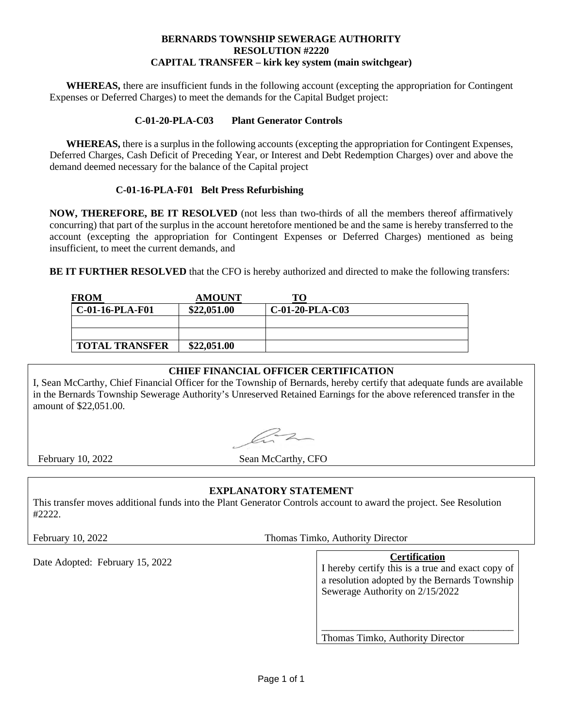**BERNARDS TOWNSHIP SEWERAGE AUTHORITY**
**RESOLUTION #2220**
**CAPITAL TRANSFER – kirk key system (main switchgear)**

**WHEREAS,** there are insufficient funds in the following account (excepting the appropriation for Contingent Expenses or Deferred Charges) to meet the demands for the Capital Budget project:

**C-01-20-PLA-C03 Plant Generator Controls**

**WHEREAS,** there is a surplus in the following accounts (excepting the appropriation for Contingent Expenses, Deferred Charges, Cash Deficit of Preceding Year, or Interest and Debt Redemption Charges) over and above the demand deemed necessary for the balance of the Capital project

**C-01-16-PLA-F01 Belt Press Refurbishing**

**NOW, THEREFORE, BE IT RESOLVED** (not less than two-thirds of all the members thereof affirmatively concurring) that part of the surplus in the account heretofore mentioned be and the same is hereby transferred to the account (excepting the appropriation for Contingent Expenses or Deferred Charges) mentioned as being insufficient, to meet the current demands, and

**BE IT FURTHER RESOLVED** that the CFO is hereby authorized and directed to make the following transfers:

| FROM | AMOUNT | TO |
|---|---|---|
| C-01-16-PLA-F01 | $22,051.00 | C-01-20-PLA-C03 |
| | | |
| | | |
| TOTAL TRANSFER | $22,051.00 | |

**CHIEF FINANCIAL OFFICER CERTIFICATION**

I, Sean McCarthy, Chief Financial Officer for the Township of Bernards, hereby certify that adequate funds are available in the Bernards Township Sewerage Authority's Unreserved Retained Earnings for the above referenced transfer in the amount of $22,051.00.

February 10, 2022 Sean McCarthy, CFO

**EXPLANATORY STATEMENT**

This transfer moves additional funds into the Plant Generator Controls account to award the project. See Resolution #2222.

February 10, 2022 Thomas Timko, Authority Director

Date Adopted: February 15, 2022

**Certification**

I hereby certify this is a true and exact copy of a resolution adopted by the Bernards Township Sewerage Authority on 2/15/2022

_______________________________________
Thomas Timko, Authority Director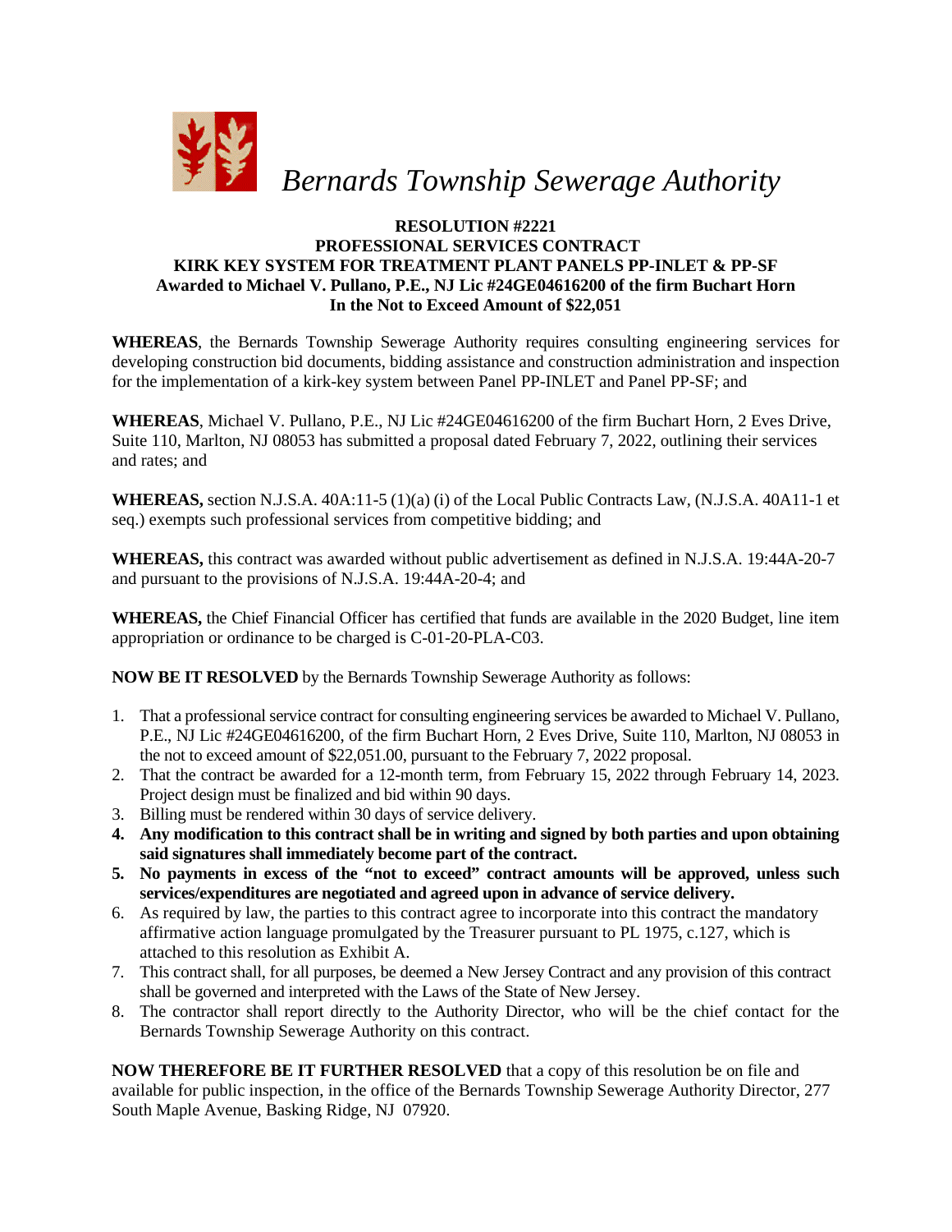*Bernards Township Sewerage Authority*

**RESOLUTION #2221**
**PROFESSIONAL SERVICES CONTRACT**
**KIRK KEY SYSTEM FOR TREATMENT PLANT PANELS PP-INLET & PP-SF**
**Awarded to Michael V. Pullano, P.E., NJ Lic #24GE04616200 of the firm Buchart Horn**
**In the Not to Exceed Amount of $22,051**

**WHEREAS**, the Bernards Township Sewerage Authority requires consulting engineering services for developing construction bid documents, bidding assistance and construction administration and inspection for the implementation of a kirk-key system between Panel PP-INLET and Panel PP-SF; and

**WHEREAS**, Michael V. Pullano, P.E., NJ Lic #24GE04616200 of the firm Buchart Horn, 2 Eves Drive, Suite 110, Marlton, NJ 08053 has submitted a proposal dated February 7, 2022, outlining their services and rates; and

**WHEREAS,** section N.J.S.A. 40A:11-5 (1)(a) (i) of the Local Public Contracts Law, (N.J.S.A. 40A11-1 et seq.) exempts such professional services from competitive bidding; and

**WHEREAS,** this contract was awarded without public advertisement as defined in N.J.S.A. 19:44A-20-7 and pursuant to the provisions of N.J.S.A. 19:44A-20-4; and

**WHEREAS,** the Chief Financial Officer has certified that funds are available in the 2020 Budget, line item appropriation or ordinance to be charged is C-01-20-PLA-C03.

**NOW BE IT RESOLVED** by the Bernards Township Sewerage Authority as follows:

1. That a professional service contract for consulting engineering services be awarded to Michael V. Pullano, P.E., NJ Lic #24GE04616200, of the firm Buchart Horn, 2 Eves Drive, Suite 110, Marlton, NJ 08053 in the not to exceed amount of $22,051.00, pursuant to the February 7, 2022 proposal.
2. That the contract be awarded for a 12-month term, from February 15, 2022 through February 14, 2023. Project design must be finalized and bid within 90 days.
3. Billing must be rendered within 30 days of service delivery.
4. **Any modification to this contract shall be in writing and signed by both parties and upon obtaining said signatures shall immediately become part of the contract.**
5. **No payments in excess of the "not to exceed" contract amounts will be approved, unless such services/expenditures are negotiated and agreed upon in advance of service delivery.**
6. As required by law, the parties to this contract agree to incorporate into this contract the mandatory affirmative action language promulgated by the Treasurer pursuant to PL 1975, c.127, which is attached to this resolution as Exhibit A.
7. This contract shall, for all purposes, be deemed a New Jersey Contract and any provision of this contract shall be governed and interpreted with the Laws of the State of New Jersey.
8. The contractor shall report directly to the Authority Director, who will be the chief contact for the Bernards Township Sewerage Authority on this contract.

**NOW THEREFORE BE IT FURTHER RESOLVED** that a copy of this resolution be on file and available for public inspection, in the office of the Bernards Township Sewerage Authority Director, 277 South Maple Avenue, Basking Ridge, NJ 07920.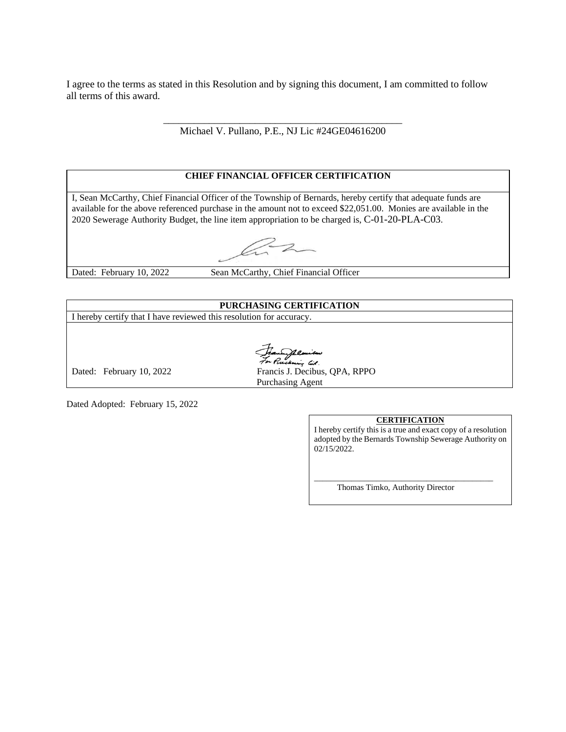I agree to the terms as stated in this Resolution and by signing this document, I am committed to follow all terms of this award.

\_\_\_\_\_\_\_\_\_\_\_\_\_\_\_\_\_\_\_\_\_\_\_\_\_\_\_\_\_\_\_\_\_\_\_\_\_\_\_\_\_\_\_\_

Michael V. Pullano, P.E., NJ Lic #24GE04616200

| CHIEF FINANCIAL OFFICER CERTIFICATION | |
|---|---|
| I, Sean McCarthy, Chief Financial Officer of the Township of Bernards, hereby certify that adequate funds are available for the above referenced purchase in the amount not to exceed $22,051.00. Monies are available in the 2020 Sewerage Authority Budget, the line item appropriation to be charged is, C-01-20-PLA-C03. | |
| Dated: February 10, 2022 | Sean McCarthy, Chief Financial Officer |

| PURCHASING CERTIFICATION | |
|---|---|
| I hereby certify that I have reviewed this resolution for accuracy. | |
| Dated: February 10, 2022 | Francis J. Decibus, QPA, RPPO<br>Purchasing Agent |

Dated Adopted: February 15, 2022

**CERTIFICATION**

I hereby certify this is a true and exact copy of a resolution adopted by the Bernards Township Sewerage Authority on 02/15/2022.

\_\_\_\_\_\_\_\_\_\_\_\_\_\_\_\_\_\_\_\_\_\_\_\_\_\_\_\_\_\_\_\_\_\_\_\_\_\_\_\_

Thomas Timko, Authority Director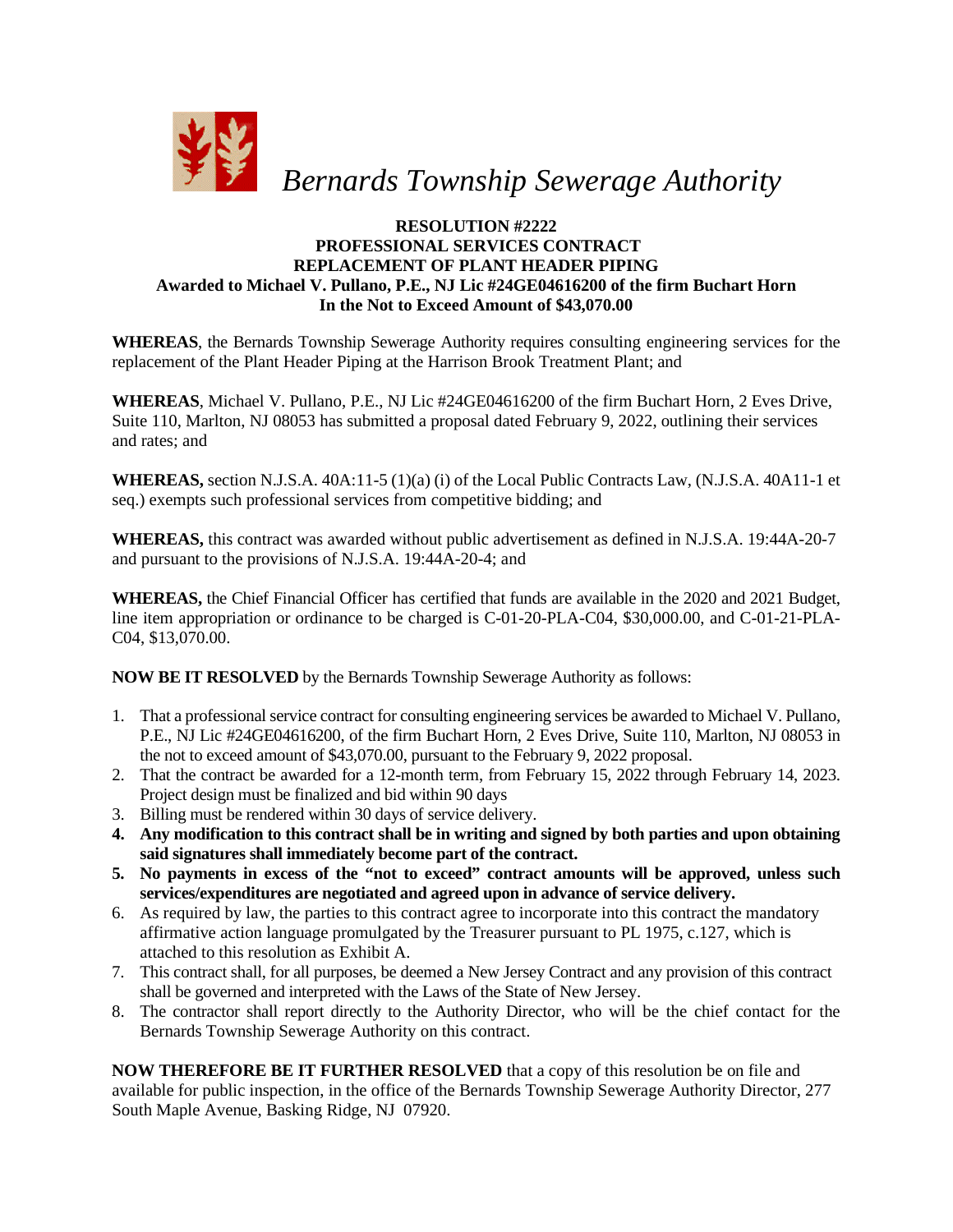# *Bernards Township Sewerage Authority*

**RESOLUTION #2222**
**PROFESSIONAL SERVICES CONTRACT**
**REPLACEMENT OF PLANT HEADER PIPING**
**Awarded to Michael V. Pullano, P.E., NJ Lic #24GE04616200 of the firm Buchart Horn**
**In the Not to Exceed Amount of $43,070.00**

**WHEREAS**, the Bernards Township Sewerage Authority requires consulting engineering services for the replacement of the Plant Header Piping at the Harrison Brook Treatment Plant; and

**WHEREAS**, Michael V. Pullano, P.E., NJ Lic #24GE04616200 of the firm Buchart Horn, 2 Eves Drive, Suite 110, Marlton, NJ 08053 has submitted a proposal dated February 9, 2022, outlining their services and rates; and

**WHEREAS,** section N.J.S.A. 40A:11-5 (1)(a) (i) of the Local Public Contracts Law, (N.J.S.A. 40A11-1 et seq.) exempts such professional services from competitive bidding; and

**WHEREAS,** this contract was awarded without public advertisement as defined in N.J.S.A. 19:44A-20-7 and pursuant to the provisions of N.J.S.A. 19:44A-20-4; and

**WHEREAS,** the Chief Financial Officer has certified that funds are available in the 2020 and 2021 Budget, line item appropriation or ordinance to be charged is C-01-20-PLA-C04, $30,000.00, and C-01-21-PLA-C04, $13,070.00.

**NOW BE IT RESOLVED** by the Bernards Township Sewerage Authority as follows:

1. That a professional service contract for consulting engineering services be awarded to Michael V. Pullano, P.E., NJ Lic #24GE04616200, of the firm Buchart Horn, 2 Eves Drive, Suite 110, Marlton, NJ 08053 in the not to exceed amount of $43,070.00, pursuant to the February 9, 2022 proposal.
2. That the contract be awarded for a 12-month term, from February 15, 2022 through February 14, 2023. Project design must be finalized and bid within 90 days
3. Billing must be rendered within 30 days of service delivery.
4. **Any modification to this contract shall be in writing and signed by both parties and upon obtaining said signatures shall immediately become part of the contract.**
5. **No payments in excess of the "not to exceed" contract amounts will be approved, unless such services/expenditures are negotiated and agreed upon in advance of service delivery.**
6. As required by law, the parties to this contract agree to incorporate into this contract the mandatory affirmative action language promulgated by the Treasurer pursuant to PL 1975, c.127, which is attached to this resolution as Exhibit A.
7. This contract shall, for all purposes, be deemed a New Jersey Contract and any provision of this contract shall be governed and interpreted with the Laws of the State of New Jersey.
8. The contractor shall report directly to the Authority Director, who will be the chief contact for the Bernards Township Sewerage Authority on this contract.

**NOW THEREFORE BE IT FURTHER RESOLVED** that a copy of this resolution be on file and available for public inspection, in the office of the Bernards Township Sewerage Authority Director, 277 South Maple Avenue, Basking Ridge, NJ 07920.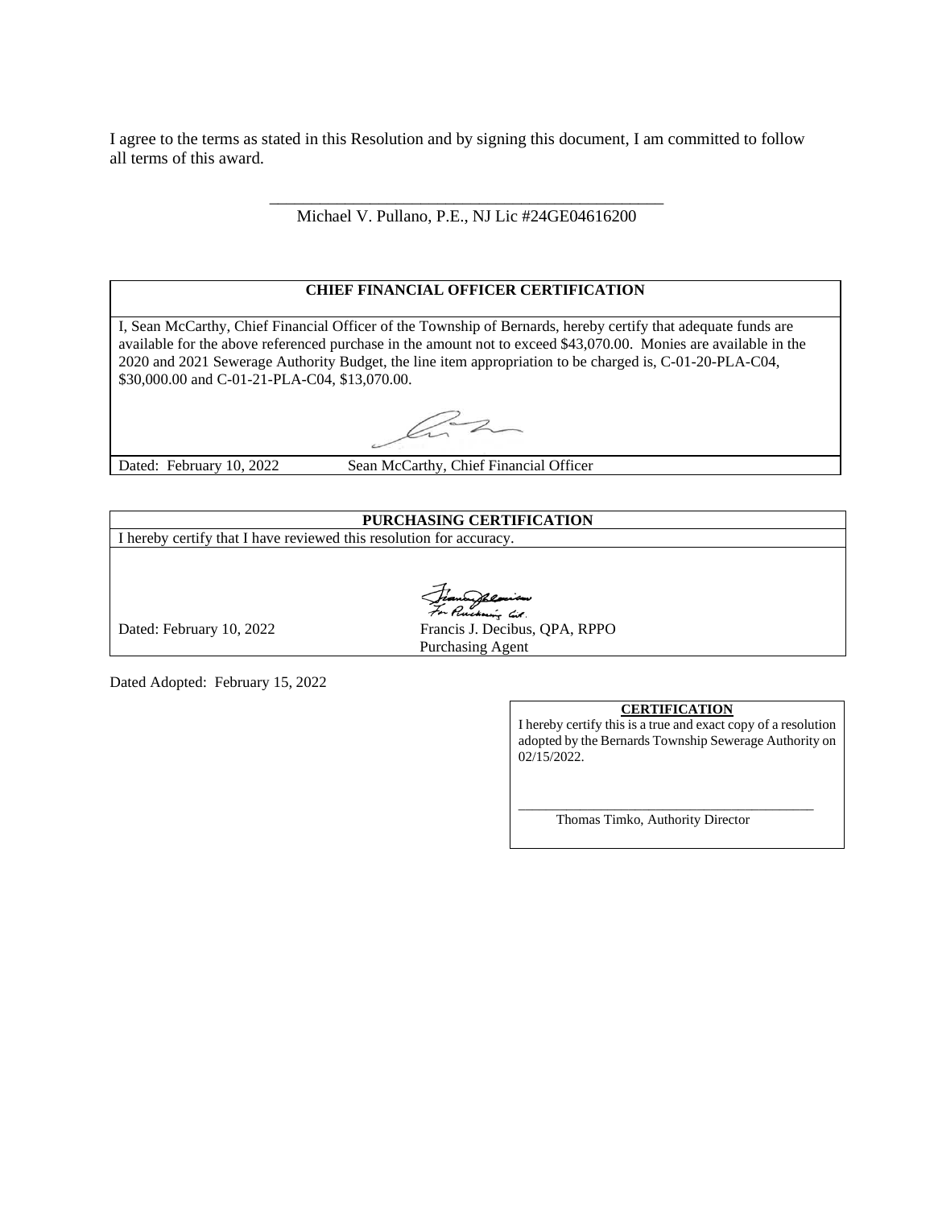I agree to the terms as stated in this Resolution and by signing this document, I am committed to follow all terms of this award.

\_\_\_\_\_\_\_\_\_\_\_\_\_\_\_\_\_\_\_\_\_\_\_\_\_\_\_\_\_\_\_\_\_\_\_\_\_\_\_\_\_\_\_\_\_\_

Michael V. Pullano, P.E., NJ Lic #24GE04616200

**CHIEF FINANCIAL OFFICER CERTIFICATION**

I, Sean McCarthy, Chief Financial Officer of the Township of Bernards, hereby certify that adequate funds are available for the above referenced purchase in the amount not to exceed $43,070.00. Monies are available in the 2020 and 2021 Sewerage Authority Budget, the line item appropriation to be charged is, C-01-20-PLA-C04, $30,000.00 and C-01-21-PLA-C04, $13,070.00.

Dated: February 10, 2022 Sean McCarthy, Chief Financial Officer

**PURCHASING CERTIFICATION**

I hereby certify that I have reviewed this resolution for accuracy.

Dated: February 10, 2022 Francis J. Decibus, QPA, RPPO
Purchasing Agent

Dated Adopted: February 15, 2022

**CERTIFICATION**

I hereby certify this is a true and exact copy of a resolution adopted by the Bernards Township Sewerage Authority on 02/15/2022.

\_\_\_\_\_\_\_\_\_\_\_\_\_\_\_\_\_\_\_\_\_\_\_\_\_\_\_\_\_\_\_\_\_\_\_\_\_\_\_\_\_\_

Thomas Timko, Authority Director